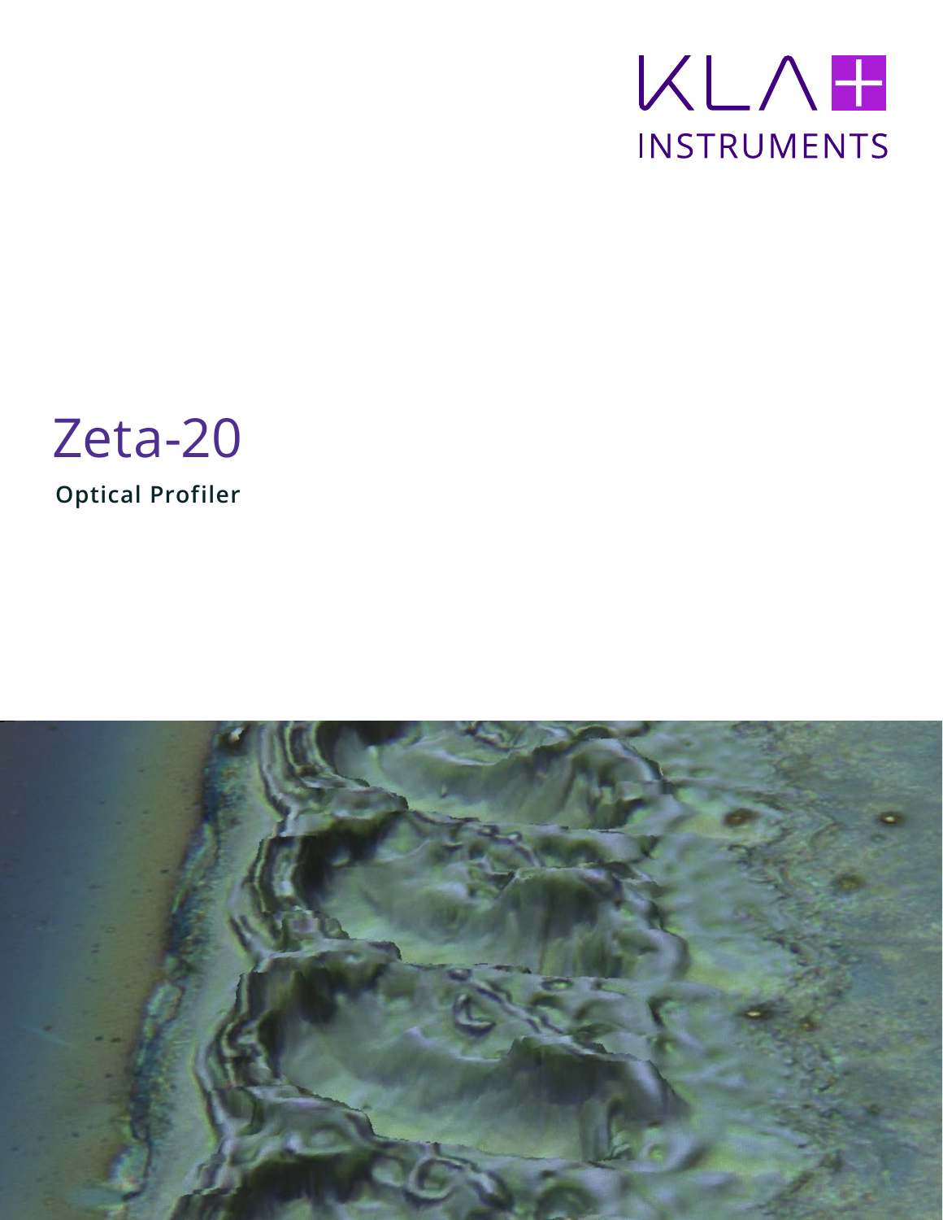KLA INSTRUMENTS

# Zeta-20

**Optical Profiler**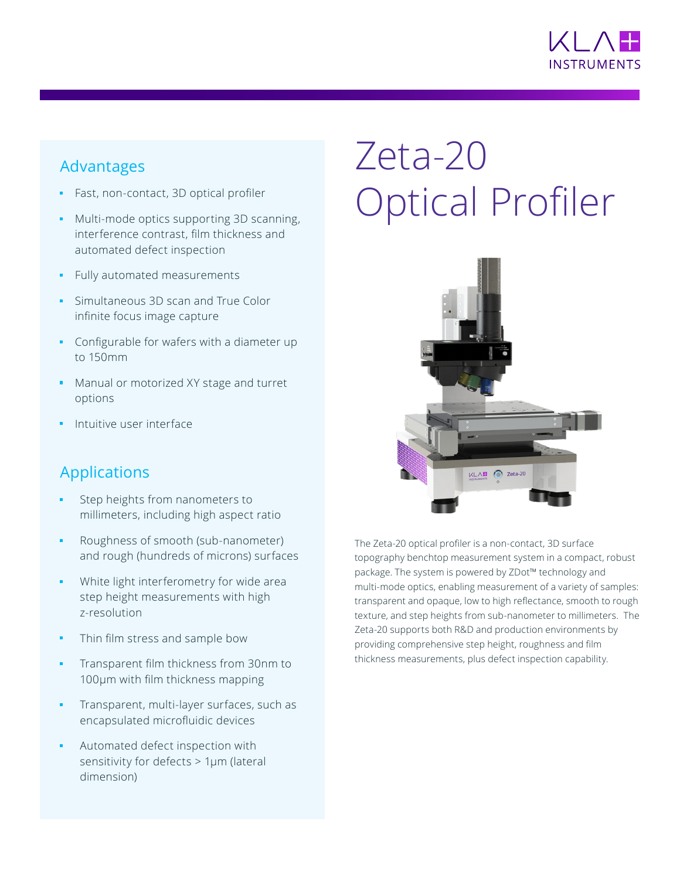# Zeta-20 Optical Profiler

The Zeta-20 optical profiler is a non-contact, 3D surface topography benchtop measurement system in a compact, robust package. The system is powered by ZDot™ technology and multi-mode optics, enabling measurement of a variety of samples: transparent and opaque, low to high reflectance, smooth to rough texture, and step heights from sub-nanometer to millimeters. The Zeta-20 supports both R&D and production environments by providing comprehensive step height, roughness and film thickness measurements, plus defect inspection capability.

## Advantages

- Fast, non-contact, 3D optical profiler
- Multi-mode optics supporting 3D scanning, interference contrast, film thickness and automated defect inspection
- Fully automated measurements
- Simultaneous 3D scan and True Color infinite focus image capture
- Configurable for wafers with a diameter up to 150mm
- Manual or motorized XY stage and turret options
- Intuitive user interface

## Applications

- Step heights from nanometers to millimeters, including high aspect ratio
- Roughness of smooth (sub-nanometer) and rough (hundreds of microns) surfaces
- White light interferometry for wide area step height measurements with high z-resolution
- Thin film stress and sample bow
- Transparent film thickness from 30nm to 100µm with film thickness mapping
- Transparent, multi-layer surfaces, such as encapsulated microfluidic devices
- Automated defect inspection with sensitivity for defects > 1µm (lateral dimension)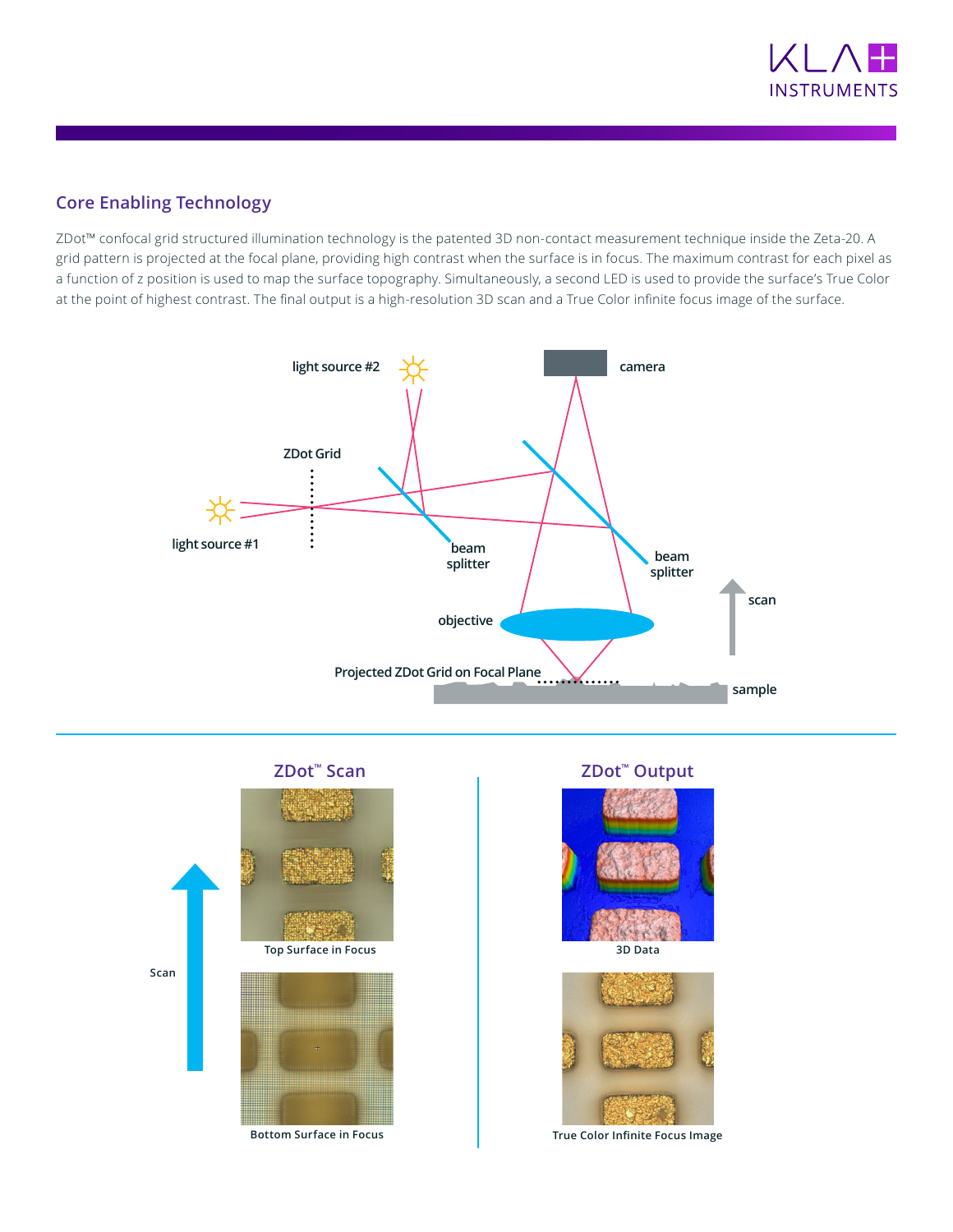## Core Enabling Technology

ZDot™ confocal grid structured illumination technology is the patented 3D non-contact measurement technique inside the Zeta-20. A grid pattern is projected at the focal plane, providing high contrast when the surface is in focus. The maximum contrast for each pixel as a function of z position is used to map the surface topography. Simultaneously, a second LED is used to provide the surface's True Color at the point of highest contrast. The final output is a high-resolution 3D scan and a True Color infinite focus image of the surface.

light source #2

camera

ZDot Grid

light source #1

beam splitter

beam splitter

scan

objective

Projected ZDot Grid on Focal Plane

sample

### ZDot™ Scan

Scan

Top Surface in Focus

Bottom Surface in Focus

### ZDot™ Output

3D Data

True Color Infinite Focus Image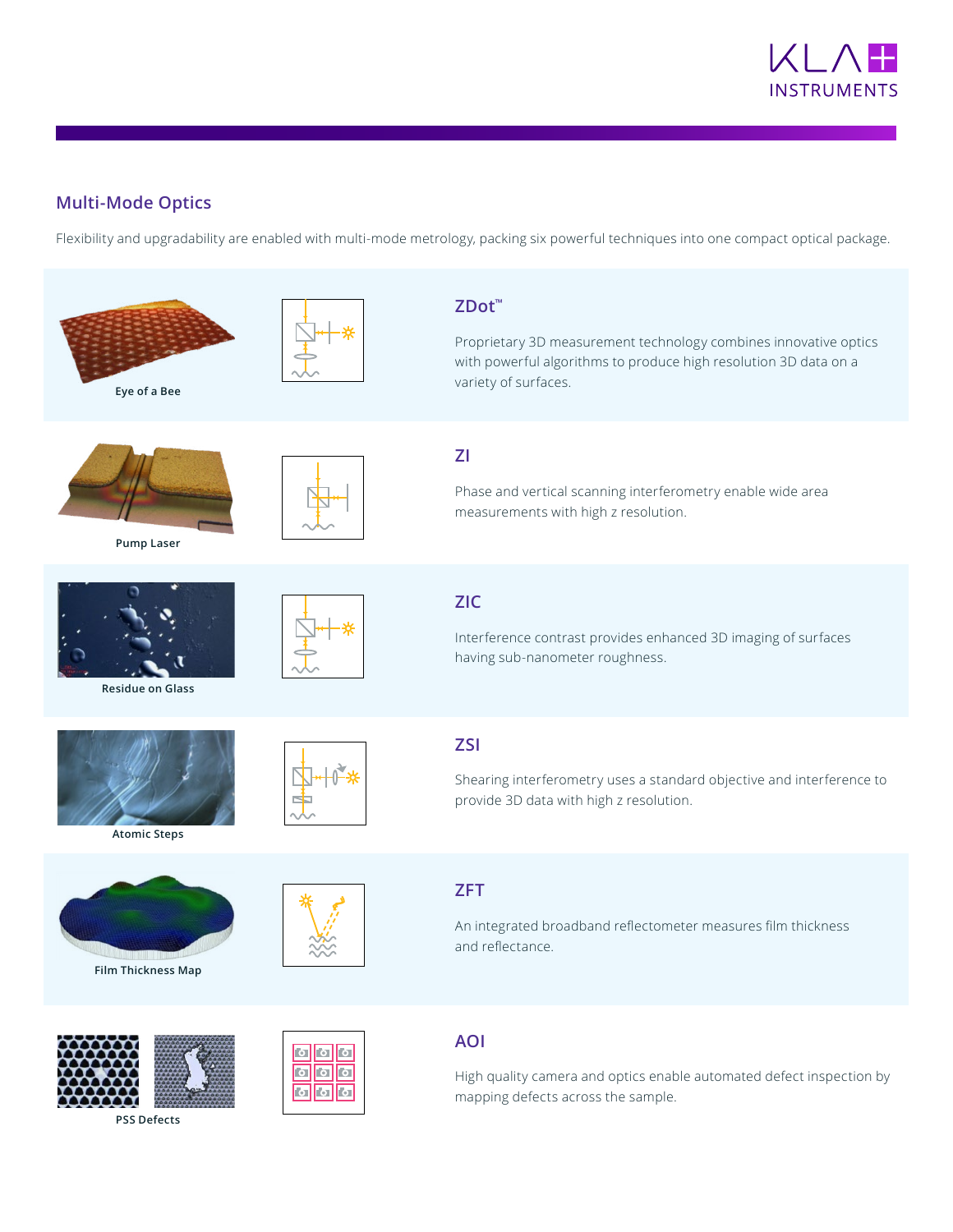## Multi-Mode Optics

Flexibility and upgradability are enabled with multi-mode metrology, packing six powerful techniques into one compact optical package.

Eye of a Bee

### ZDot™

Proprietary 3D measurement technology combines innovative optics with powerful algorithms to produce high resolution 3D data on a variety of surfaces.

Pump Laser

### ZI

Phase and vertical scanning interferometry enable wide area measurements with high z resolution.

Residue on Glass

### ZIC

Interference contrast provides enhanced 3D imaging of surfaces having sub-nanometer roughness.

Atomic Steps

### ZSI

Shearing interferometry uses a standard objective and interference to provide 3D data with high z resolution.

Film Thickness Map

### ZFT

An integrated broadband reflectometer measures film thickness and reflectance.

PSS Defects

### AOI

High quality camera and optics enable automated defect inspection by mapping defects across the sample.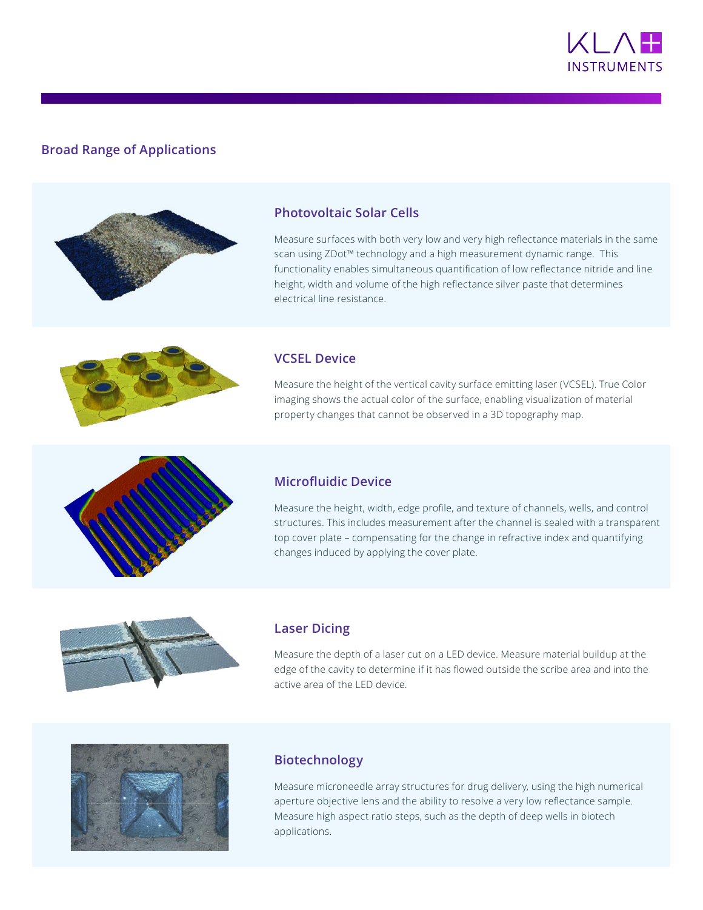## Broad Range of Applications

### Photovoltaic Solar Cells

Measure surfaces with both very low and very high reflectance materials in the same scan using ZDot™ technology and a high measurement dynamic range. This functionality enables simultaneous quantification of low reflectance nitride and line height, width and volume of the high reflectance silver paste that determines electrical line resistance.

### VCSEL Device

Measure the height of the vertical cavity surface emitting laser (VCSEL). True Color imaging shows the actual color of the surface, enabling visualization of material property changes that cannot be observed in a 3D topography map.

### Microfluidic Device

Measure the height, width, edge profile, and texture of channels, wells, and control structures. This includes measurement after the channel is sealed with a transparent top cover plate – compensating for the change in refractive index and quantifying changes induced by applying the cover plate.

### Laser Dicing

Measure the depth of a laser cut on a LED device. Measure material buildup at the edge of the cavity to determine if it has flowed outside the scribe area and into the active area of the LED device.

### Biotechnology

Measure microneedle array structures for drug delivery, using the high numerical aperture objective lens and the ability to resolve a very low reflectance sample. Measure high aspect ratio steps, such as the depth of deep wells in biotech applications.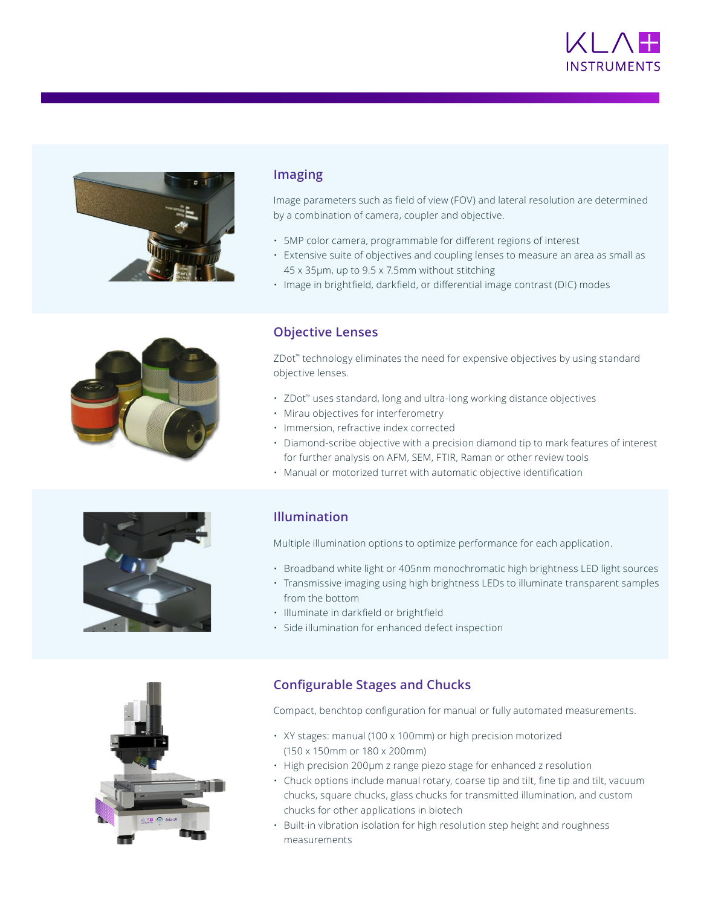## Imaging

Image parameters such as field of view (FOV) and lateral resolution are determined by a combination of camera, coupler and objective.

- 5MP color camera, programmable for different regions of interest
- Extensive suite of objectives and coupling lenses to measure an area as small as 45 x 35µm, up to 9.5 x 7.5mm without stitching
- Image in brightfield, darkfield, or differential image contrast (DIC) modes

## Objective Lenses

ZDot™ technology eliminates the need for expensive objectives by using standard objective lenses.

- ZDot™ uses standard, long and ultra-long working distance objectives
- Mirau objectives for interferometry
- Immersion, refractive index corrected
- Diamond-scribe objective with a precision diamond tip to mark features of interest for further analysis on AFM, SEM, FTIR, Raman or other review tools
- Manual or motorized turret with automatic objective identification

## Illumination

Multiple illumination options to optimize performance for each application.

- Broadband white light or 405nm monochromatic high brightness LED light sources
- Transmissive imaging using high brightness LEDs to illuminate transparent samples from the bottom
- Illuminate in darkfield or brightfield
- Side illumination for enhanced defect inspection

## Configurable Stages and Chucks

Compact, benchtop configuration for manual or fully automated measurements.

- XY stages: manual (100 x 100mm) or high precision motorized (150 x 150mm or 180 x 200mm)
- High precision 200µm z range piezo stage for enhanced z resolution
- Chuck options include manual rotary, coarse tip and tilt, fine tip and tilt, vacuum chucks, square chucks, glass chucks for transmitted illumination, and custom chucks for other applications in biotech
- Built-in vibration isolation for high resolution step height and roughness measurements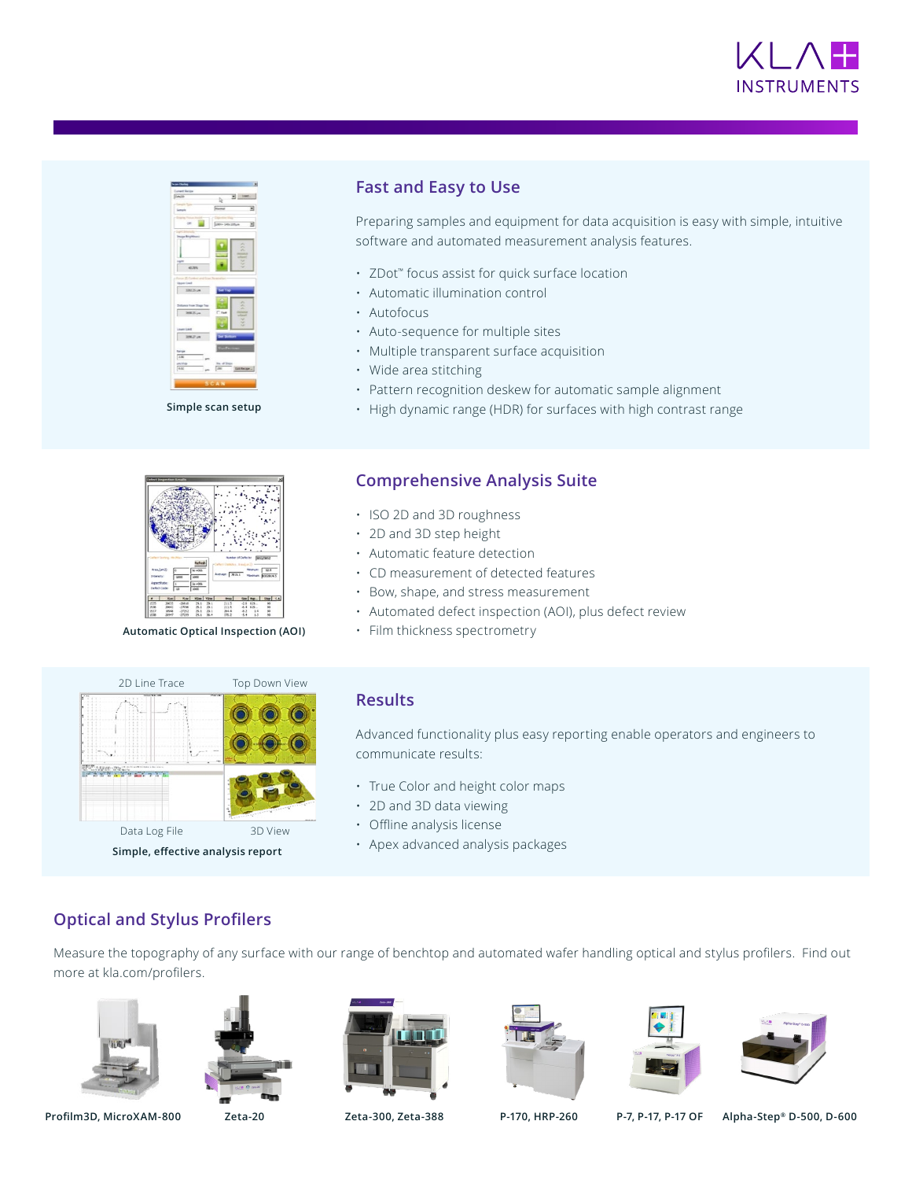## Fast and Easy to Use

Preparing samples and equipment for data acquisition is easy with simple, intuitive software and automated measurement analysis features.

- ZDot™ focus assist for quick surface location
- Automatic illumination control
- Autofocus
- Auto-sequence for multiple sites
- Multiple transparent surface acquisition
- Wide area stitching
- Pattern recognition deskew for automatic sample alignment
- High dynamic range (HDR) for surfaces with high contrast range

Simple scan setup

## Comprehensive Analysis Suite

- ISO 2D and 3D roughness
- 2D and 3D step height
- Automatic feature detection
- CD measurement of detected features
- Bow, shape, and stress measurement
- Automated defect inspection (AOI), plus defect review
- Film thickness spectrometry

Automatic Optical Inspection (AOI)

## Results

Advanced functionality plus easy reporting enable operators and engineers to communicate results:

- True Color and height color maps
- 2D and 3D data viewing
- Offline analysis license
- Apex advanced analysis packages

2D Line Trace | Top Down View | Data Log File | 3D View

Simple, effective analysis report

## Optical and Stylus Profilers

Measure the topography of any surface with our range of benchtop and automated wafer handling optical and stylus profilers. Find out more at kla.com/profilers.

Profilm3D, MicroXAM-800 | Zeta-20 | Zeta-300, Zeta-388 | P-170, HRP-260 | P-7, P-17, P-17 OF | Alpha-Step® D-500, D-600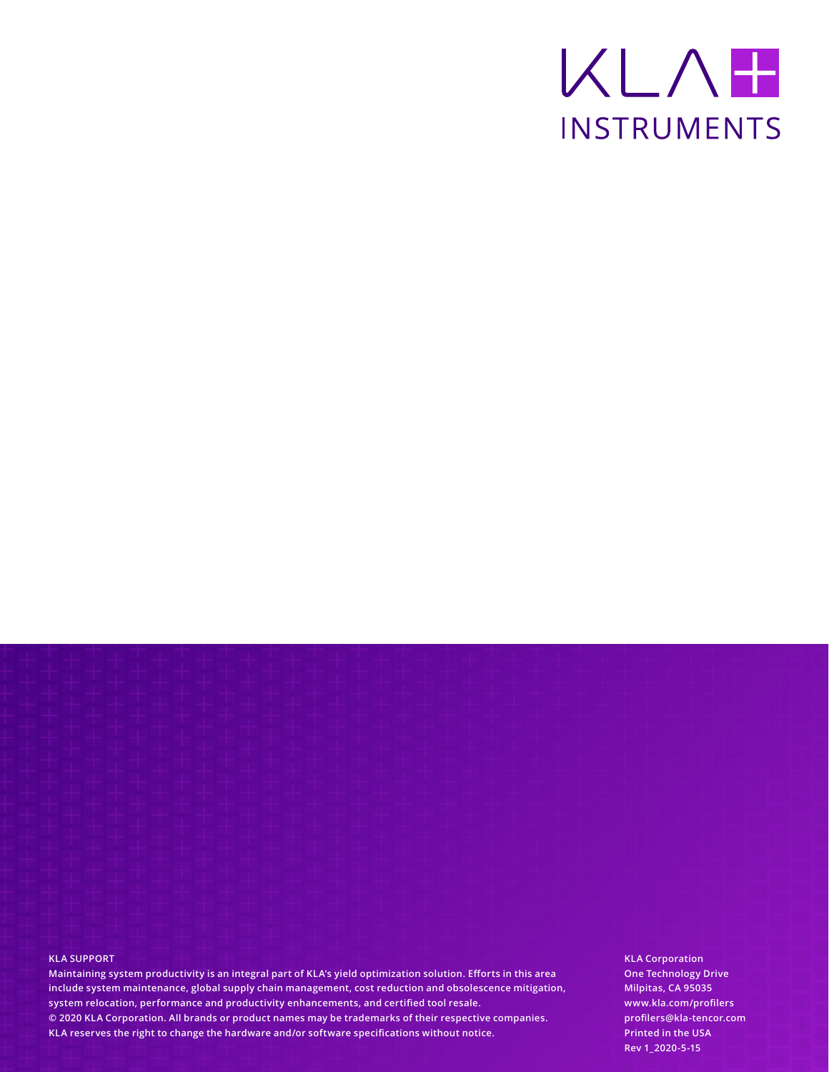KLA INSTRUMENTS

**KLA SUPPORT**

Maintaining system productivity is an integral part of KLA's yield optimization solution. Efforts in this area include system maintenance, global supply chain management, cost reduction and obsolescence mitigation, system relocation, performance and productivity enhancements, and certified tool resale.

© 2020 KLA Corporation. All brands or product names may be trademarks of their respective companies. KLA reserves the right to change the hardware and/or software specifications without notice.

KLA Corporation
One Technology Drive
Milpitas, CA 95035
www.kla.com/profilers
profilers@kla-tencor.com
Printed in the USA
Rev 1_2020-5-15